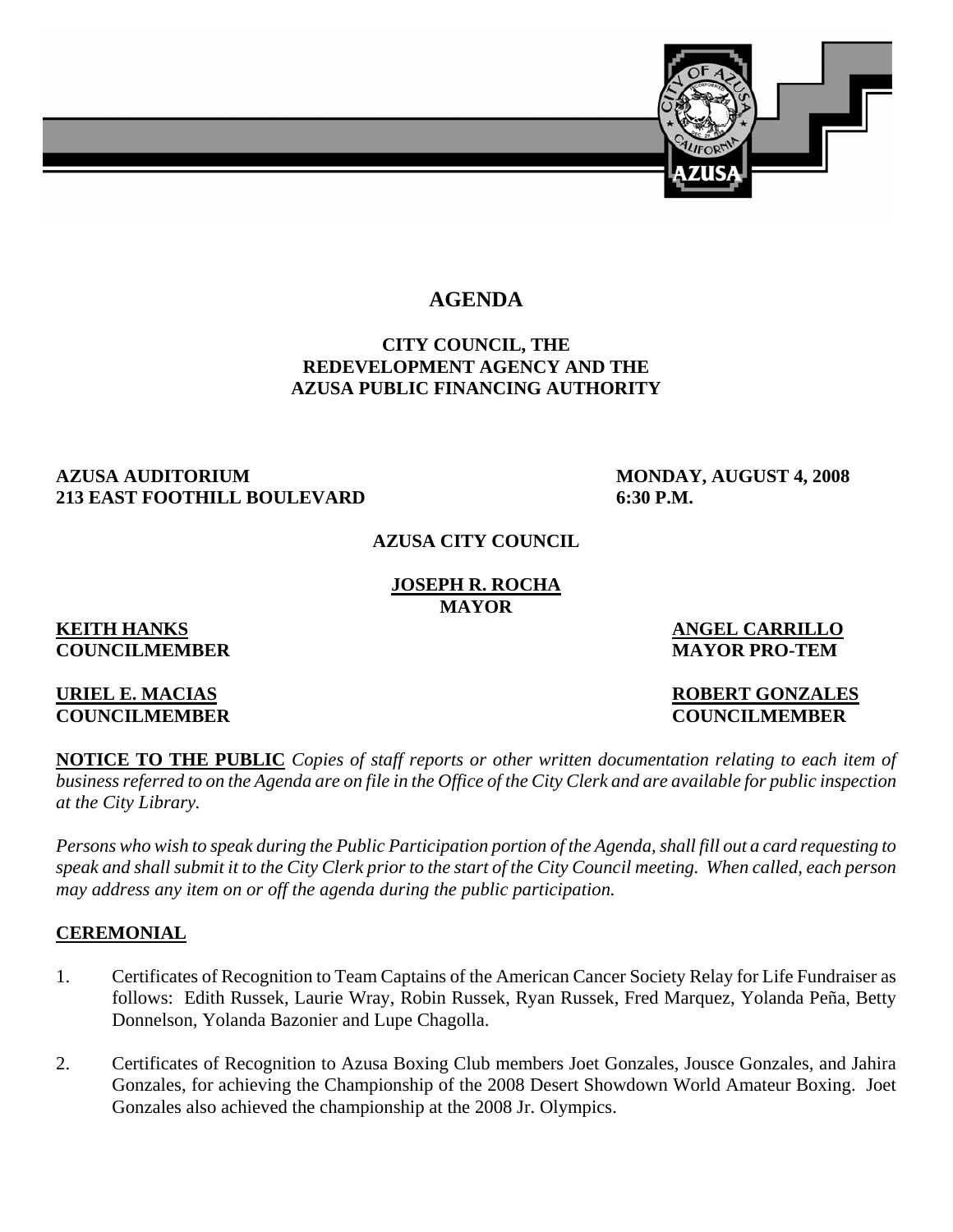# AGENDA

**CITY COUNCIL, THE REDEVELOPMENT AGENCY AND THE AZUSA PUBLIC FINANCING AUTHORITY**

**AZUSA AUDITORIUM**
**213 EAST FOOTHILL BOULEVARD**

**MONDAY, AUGUST 4, 2008**
**6:30 P.M.**

**AZUSA CITY COUNCIL**

**JOSEPH R. ROCHA**
**MAYOR**

**KEITH HANKS**
**COUNCILMEMBER**

**ANGEL CARRILLO**
**MAYOR PRO-TEM**

**URIEL E. MACIAS**
**COUNCILMEMBER**

**ROBERT GONZALES**
**COUNCILMEMBER**

**NOTICE TO THE PUBLIC** *Copies of staff reports or other written documentation relating to each item of business referred to on the Agenda are on file in the Office of the City Clerk and are available for public inspection at the City Library.*

*Persons who wish to speak during the Public Participation portion of the Agenda, shall fill out a card requesting to speak and shall submit it to the City Clerk prior to the start of the City Council meeting. When called, each person may address any item on or off the agenda during the public participation.*

## CEREMONIAL

1. Certificates of Recognition to Team Captains of the American Cancer Society Relay for Life Fundraiser as follows: Edith Russek, Laurie Wray, Robin Russek, Ryan Russek, Fred Marquez, Yolanda Peña, Betty Donnelson, Yolanda Bazonier and Lupe Chagolla.

2. Certificates of Recognition to Azusa Boxing Club members Joet Gonzales, Jousce Gonzales, and Jahira Gonzales, for achieving the Championship of the 2008 Desert Showdown World Amateur Boxing. Joet Gonzales also achieved the championship at the 2008 Jr. Olympics.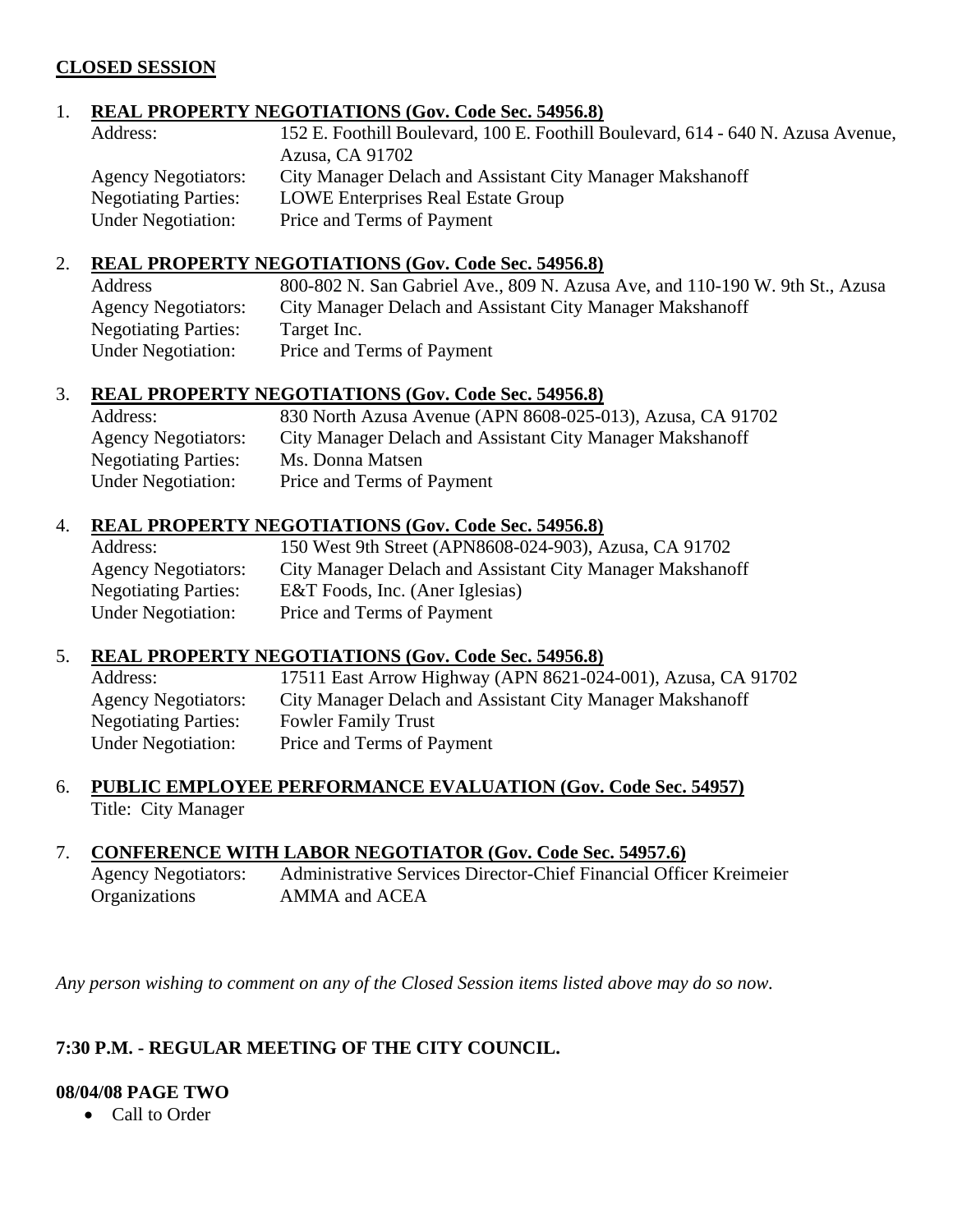**CLOSED SESSION**

1. **REAL PROPERTY NEGOTIATIONS (Gov. Code Sec. 54956.8)**

   Address: 152 E. Foothill Boulevard, 100 E. Foothill Boulevard, 614 - 640 N. Azusa Avenue, Azusa, CA 91702
   Agency Negotiators: City Manager Delach and Assistant City Manager Makshanoff
   Negotiating Parties: LOWE Enterprises Real Estate Group
   Under Negotiation: Price and Terms of Payment

2. **REAL PROPERTY NEGOTIATIONS (Gov. Code Sec. 54956.8)**

   Address 800-802 N. San Gabriel Ave., 809 N. Azusa Ave, and 110-190 W. 9th St., Azusa
   Agency Negotiators: City Manager Delach and Assistant City Manager Makshanoff
   Negotiating Parties: Target Inc.
   Under Negotiation: Price and Terms of Payment

3. **REAL PROPERTY NEGOTIATIONS (Gov. Code Sec. 54956.8)**

   Address: 830 North Azusa Avenue (APN 8608-025-013), Azusa, CA 91702
   Agency Negotiators: City Manager Delach and Assistant City Manager Makshanoff
   Negotiating Parties: Ms. Donna Matsen
   Under Negotiation: Price and Terms of Payment

4. **REAL PROPERTY NEGOTIATIONS (Gov. Code Sec. 54956.8)**

   Address: 150 West 9th Street (APN8608-024-903), Azusa, CA 91702
   Agency Negotiators: City Manager Delach and Assistant City Manager Makshanoff
   Negotiating Parties: E&T Foods, Inc. (Aner Iglesias)
   Under Negotiation: Price and Terms of Payment

5. **REAL PROPERTY NEGOTIATIONS (Gov. Code Sec. 54956.8)**

   Address: 17511 East Arrow Highway (APN 8621-024-001), Azusa, CA 91702
   Agency Negotiators: City Manager Delach and Assistant City Manager Makshanoff
   Negotiating Parties: Fowler Family Trust
   Under Negotiation: Price and Terms of Payment

6. **PUBLIC EMPLOYEE PERFORMANCE EVALUATION (Gov. Code Sec. 54957)**

   Title: City Manager

7. **CONFERENCE WITH LABOR NEGOTIATOR (Gov. Code Sec. 54957.6)**

   Agency Negotiators: Administrative Services Director-Chief Financial Officer Kreimeier
   Organizations AMMA and ACEA

*Any person wishing to comment on any of the Closed Session items listed above may do so now.*

**7:30 P.M. - REGULAR MEETING OF THE CITY COUNCIL.**

**08/04/08 PAGE TWO**

- Call to Order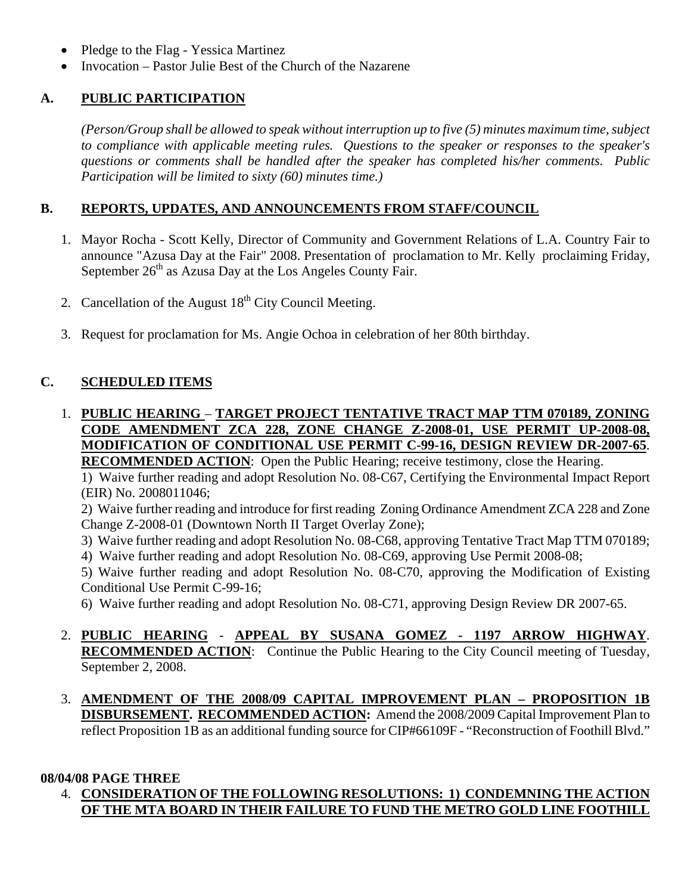- Pledge to the Flag - Yessica Martinez
- Invocation – Pastor Julie Best of the Church of the Nazarene

## A. PUBLIC PARTICIPATION

*(Person/Group shall be allowed to speak without interruption up to five (5) minutes maximum time, subject to compliance with applicable meeting rules. Questions to the speaker or responses to the speaker's questions or comments shall be handled after the speaker has completed his/her comments. Public Participation will be limited to sixty (60) minutes time.)*

## B. REPORTS, UPDATES, AND ANNOUNCEMENTS FROM STAFF/COUNCIL

1. Mayor Rocha - Scott Kelly, Director of Community and Government Relations of L.A. Country Fair to announce "Azusa Day at the Fair" 2008. Presentation of proclamation to Mr. Kelly proclaiming Friday, September 26th as Azusa Day at the Los Angeles County Fair.

2. Cancellation of the August 18th City Council Meeting.

3. Request for proclamation for Ms. Angie Ochoa in celebration of her 80th birthday.

## C. SCHEDULED ITEMS

1. **PUBLIC HEARING – TARGET PROJECT TENTATIVE TRACT MAP TTM 070189, ZONING CODE AMENDMENT ZCA 228, ZONE CHANGE Z-2008-01, USE PERMIT UP-2008-08, MODIFICATION OF CONDITIONAL USE PERMIT C-99-16, DESIGN REVIEW DR-2007-65**. **RECOMMENDED ACTION**: Open the Public Hearing; receive testimony, close the Hearing.
   1) Waive further reading and adopt Resolution No. 08-C67, Certifying the Environmental Impact Report (EIR) No. 2008011046;
   2) Waive further reading and introduce for first reading Zoning Ordinance Amendment ZCA 228 and Zone Change Z-2008-01 (Downtown North II Target Overlay Zone);
   3) Waive further reading and adopt Resolution No. 08-C68, approving Tentative Tract Map TTM 070189;
   4) Waive further reading and adopt Resolution No. 08-C69, approving Use Permit 2008-08;
   5) Waive further reading and adopt Resolution No. 08-C70, approving the Modification of Existing Conditional Use Permit C-99-16;
   6) Waive further reading and adopt Resolution No. 08-C71, approving Design Review DR 2007-65.

2. **PUBLIC HEARING - APPEAL BY SUSANA GOMEZ - 1197 ARROW HIGHWAY**. **RECOMMENDED ACTION**: Continue the Public Hearing to the City Council meeting of Tuesday, September 2, 2008.

3. **AMENDMENT OF THE 2008/09 CAPITAL IMPROVEMENT PLAN – PROPOSITION 1B DISBURSEMENT. RECOMMENDED ACTION:** Amend the 2008/2009 Capital Improvement Plan to reflect Proposition 1B as an additional funding source for CIP#66109F - "Reconstruction of Foothill Blvd."

**08/04/08 PAGE THREE**

4. **CONSIDERATION OF THE FOLLOWING RESOLUTIONS: 1) CONDEMNING THE ACTION OF THE MTA BOARD IN THEIR FAILURE TO FUND THE METRO GOLD LINE FOOTHILL**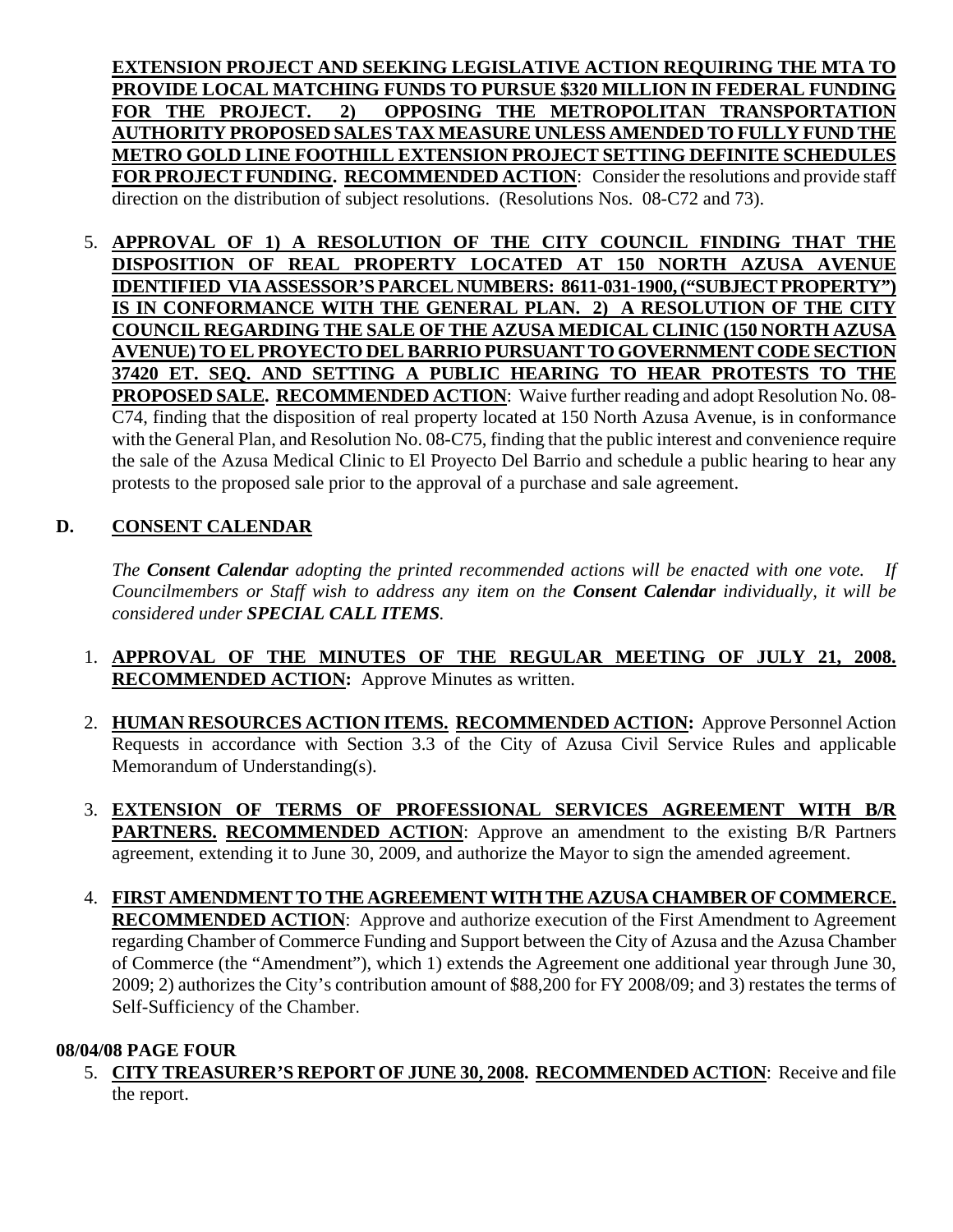**EXTENSION PROJECT AND SEEKING LEGISLATIVE ACTION REQUIRING THE MTA TO PROVIDE LOCAL MATCHING FUNDS TO PURSUE $320 MILLION IN FEDERAL FUNDING FOR THE PROJECT. 2) OPPOSING THE METROPOLITAN TRANSPORTATION AUTHORITY PROPOSED SALES TAX MEASURE UNLESS AMENDED TO FULLY FUND THE METRO GOLD LINE FOOTHILL EXTENSION PROJECT SETTING DEFINITE SCHEDULES FOR PROJECT FUNDING. RECOMMENDED ACTION**: Consider the resolutions and provide staff direction on the distribution of subject resolutions. (Resolutions Nos. 08-C72 and 73).

5. **APPROVAL OF 1) A RESOLUTION OF THE CITY COUNCIL FINDING THAT THE DISPOSITION OF REAL PROPERTY LOCATED AT 150 NORTH AZUSA AVENUE IDENTIFIED VIA ASSESSOR'S PARCEL NUMBERS: 8611-031-1900, ("SUBJECT PROPERTY") IS IN CONFORMANCE WITH THE GENERAL PLAN. 2) A RESOLUTION OF THE CITY COUNCIL REGARDING THE SALE OF THE AZUSA MEDICAL CLINIC (150 NORTH AZUSA AVENUE) TO EL PROYECTO DEL BARRIO PURSUANT TO GOVERNMENT CODE SECTION 37420 ET. SEQ. AND SETTING A PUBLIC HEARING TO HEAR PROTESTS TO THE PROPOSED SALE. RECOMMENDED ACTION**: Waive further reading and adopt Resolution No. 08-C74, finding that the disposition of real property located at 150 North Azusa Avenue, is in conformance with the General Plan, and Resolution No. 08-C75, finding that the public interest and convenience require the sale of the Azusa Medical Clinic to El Proyecto Del Barrio and schedule a public hearing to hear any protests to the proposed sale prior to the approval of a purchase and sale agreement.

## D. CONSENT CALENDAR

*The **Consent Calendar** adopting the printed recommended actions will be enacted with one vote. If Councilmembers or Staff wish to address any item on the **Consent Calendar** individually, it will be considered under **SPECIAL CALL ITEMS**.*

1. **APPROVAL OF THE MINUTES OF THE REGULAR MEETING OF JULY 21, 2008. RECOMMENDED ACTION:** Approve Minutes as written.

2. **HUMAN RESOURCES ACTION ITEMS. RECOMMENDED ACTION:** Approve Personnel Action Requests in accordance with Section 3.3 of the City of Azusa Civil Service Rules and applicable Memorandum of Understanding(s).

3. **EXTENSION OF TERMS OF PROFESSIONAL SERVICES AGREEMENT WITH B/R PARTNERS. RECOMMENDED ACTION**: Approve an amendment to the existing B/R Partners agreement, extending it to June 30, 2009, and authorize the Mayor to sign the amended agreement.

4. **FIRST AMENDMENT TO THE AGREEMENT WITH THE AZUSA CHAMBER OF COMMERCE. RECOMMENDED ACTION**: Approve and authorize execution of the First Amendment to Agreement regarding Chamber of Commerce Funding and Support between the City of Azusa and the Azusa Chamber of Commerce (the "Amendment"), which 1) extends the Agreement one additional year through June 30, 2009; 2) authorizes the City's contribution amount of $88,200 for FY 2008/09; and 3) restates the terms of Self-Sufficiency of the Chamber.

5. **CITY TREASURER'S REPORT OF JUNE 30, 2008. RECOMMENDED ACTION**: Receive and file the report.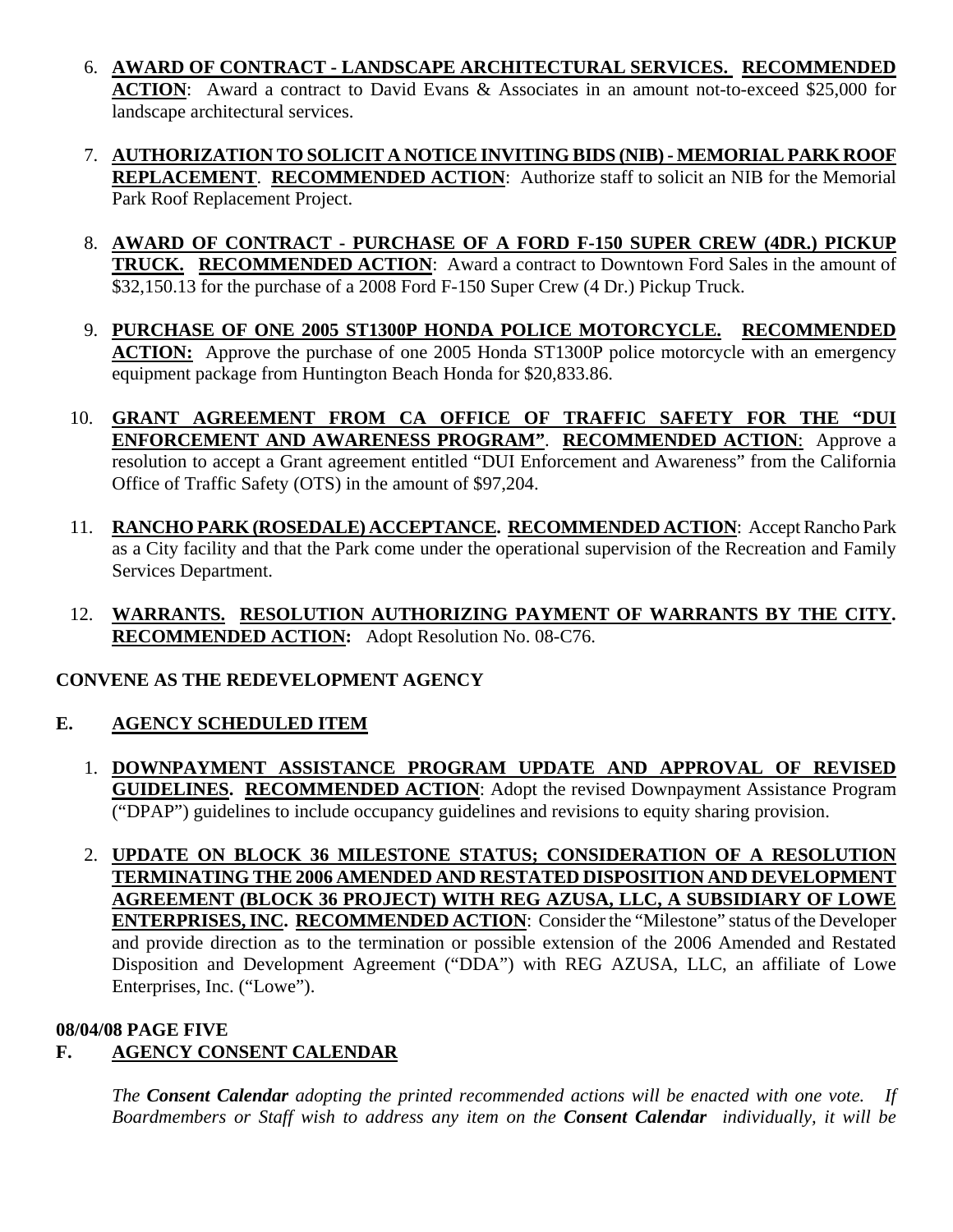6. **AWARD OF CONTRACT - LANDSCAPE ARCHITECTURAL SERVICES. RECOMMENDED ACTION**: Award a contract to David Evans & Associates in an amount not-to-exceed $25,000 for landscape architectural services.

7. **AUTHORIZATION TO SOLICIT A NOTICE INVITING BIDS (NIB) - MEMORIAL PARK ROOF REPLACEMENT**. **RECOMMENDED ACTION**: Authorize staff to solicit an NIB for the Memorial Park Roof Replacement Project.

8. **AWARD OF CONTRACT - PURCHASE OF A FORD F-150 SUPER CREW (4DR.) PICKUP TRUCK. RECOMMENDED ACTION**: Award a contract to Downtown Ford Sales in the amount of $32,150.13 for the purchase of a 2008 Ford F-150 Super Crew (4 Dr.) Pickup Truck.

9. **PURCHASE OF ONE 2005 ST1300P HONDA POLICE MOTORCYCLE. RECOMMENDED ACTION:** Approve the purchase of one 2005 Honda ST1300P police motorcycle with an emergency equipment package from Huntington Beach Honda for $20,833.86.

10. **GRANT AGREEMENT FROM CA OFFICE OF TRAFFIC SAFETY FOR THE "DUI ENFORCEMENT AND AWARENESS PROGRAM"**. **RECOMMENDED ACTION**: Approve a resolution to accept a Grant agreement entitled "DUI Enforcement and Awareness" from the California Office of Traffic Safety (OTS) in the amount of $97,204.

11. **RANCHO PARK (ROSEDALE) ACCEPTANCE. RECOMMENDED ACTION**: Accept Rancho Park as a City facility and that the Park come under the operational supervision of the Recreation and Family Services Department.

12. **WARRANTS. RESOLUTION AUTHORIZING PAYMENT OF WARRANTS BY THE CITY. RECOMMENDED ACTION:** Adopt Resolution No. 08-C76.

**CONVENE AS THE REDEVELOPMENT AGENCY**

## E. AGENCY SCHEDULED ITEM

1. **DOWNPAYMENT ASSISTANCE PROGRAM UPDATE AND APPROVAL OF REVISED GUIDELINES. RECOMMENDED ACTION**: Adopt the revised Downpayment Assistance Program ("DPAP") guidelines to include occupancy guidelines and revisions to equity sharing provision.

2. **UPDATE ON BLOCK 36 MILESTONE STATUS; CONSIDERATION OF A RESOLUTION TERMINATING THE 2006 AMENDED AND RESTATED DISPOSITION AND DEVELOPMENT AGREEMENT (BLOCK 36 PROJECT) WITH REG AZUSA, LLC, A SUBSIDIARY OF LOWE ENTERPRISES, INC. RECOMMENDED ACTION**: Consider the "Milestone" status of the Developer and provide direction as to the termination or possible extension of the 2006 Amended and Restated Disposition and Development Agreement ("DDA") with REG AZUSA, LLC, an affiliate of Lowe Enterprises, Inc. ("Lowe").

**08/04/08 PAGE FIVE**

## F. AGENCY CONSENT CALENDAR

*The **Consent Calendar** adopting the printed recommended actions will be enacted with one vote. If Boardmembers or Staff wish to address any item on the **Consent Calendar** individually, it will be*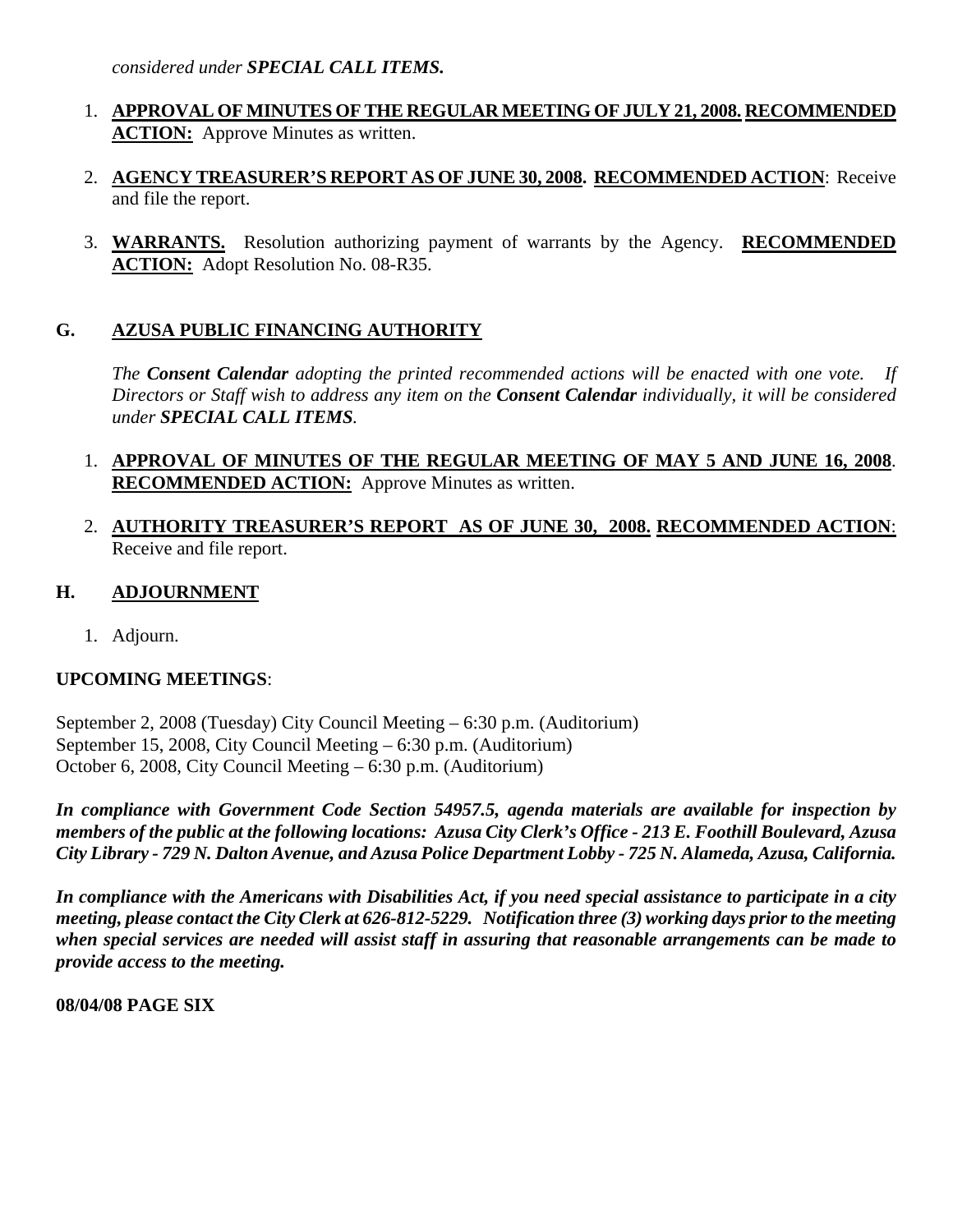*considered under **SPECIAL CALL ITEMS.***

1. **APPROVAL OF MINUTES OF THE REGULAR MEETING OF JULY 21, 2008. RECOMMENDED ACTION:** Approve Minutes as written.

2. **AGENCY TREASURER'S REPORT AS OF JUNE 30, 2008. RECOMMENDED ACTION**: Receive and file the report.

3. **WARRANTS.** Resolution authorizing payment of warrants by the Agency. **RECOMMENDED ACTION:** Adopt Resolution No. 08-R35.

## G. AZUSA PUBLIC FINANCING AUTHORITY

*The **Consent Calendar** adopting the printed recommended actions will be enacted with one vote. If Directors or Staff wish to address any item on the **Consent Calendar** individually, it will be considered under **SPECIAL CALL ITEMS**.*

1. **APPROVAL OF MINUTES OF THE REGULAR MEETING OF MAY 5 AND JUNE 16, 2008**. **RECOMMENDED ACTION:** Approve Minutes as written.

2. **AUTHORITY TREASURER'S REPORT AS OF JUNE 30, 2008. RECOMMENDED ACTION**: Receive and file report.

## H. ADJOURNMENT

1. Adjourn.

**UPCOMING MEETINGS**:

September 2, 2008 (Tuesday) City Council Meeting – 6:30 p.m. (Auditorium)
September 15, 2008, City Council Meeting – 6:30 p.m. (Auditorium)
October 6, 2008, City Council Meeting – 6:30 p.m. (Auditorium)

***In compliance with Government Code Section 54957.5, agenda materials are available for inspection by members of the public at the following locations: Azusa City Clerk's Office - 213 E. Foothill Boulevard, Azusa City Library - 729 N. Dalton Avenue, and Azusa Police Department Lobby - 725 N. Alameda, Azusa, California.***

***In compliance with the Americans with Disabilities Act, if you need special assistance to participate in a city meeting, please contact the City Clerk at 626-812-5229. Notification three (3) working days prior to the meeting when special services are needed will assist staff in assuring that reasonable arrangements can be made to provide access to the meeting.***

**08/04/08 PAGE SIX**